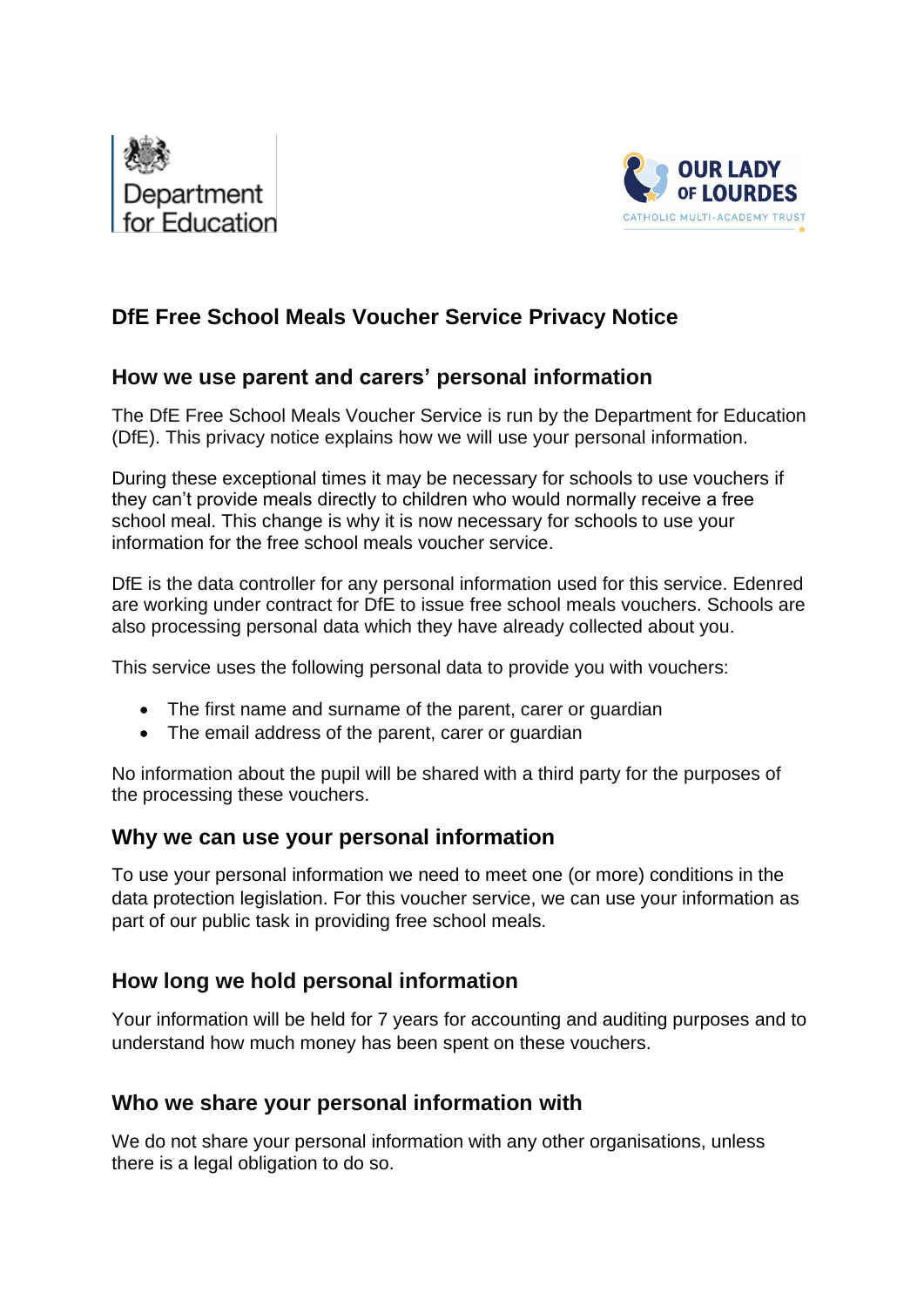Department for Education

OUR LADY OF LOURDES
CATHOLIC MULTI-ACADEMY TRUST

## DfE Free School Meals Voucher Service Privacy Notice

### How we use parent and carers' personal information

The DfE Free School Meals Voucher Service is run by the Department for Education (DfE). This privacy notice explains how we will use your personal information.

During these exceptional times it may be necessary for schools to use vouchers if they can't provide meals directly to children who would normally receive a free school meal. This change is why it is now necessary for schools to use your information for the free school meals voucher service.

DfE is the data controller for any personal information used for this service. Edenred are working under contract for DfE to issue free school meals vouchers. Schools are also processing personal data which they have already collected about you.

This service uses the following personal data to provide you with vouchers:

- The first name and surname of the parent, carer or guardian
- The email address of the parent, carer or guardian

No information about the pupil will be shared with a third party for the purposes of the processing these vouchers.

### Why we can use your personal information

To use your personal information we need to meet one (or more) conditions in the data protection legislation. For this voucher service, we can use your information as part of our public task in providing free school meals.

### How long we hold personal information

Your information will be held for 7 years for accounting and auditing purposes and to understand how much money has been spent on these vouchers.

### Who we share your personal information with

We do not share your personal information with any other organisations, unless there is a legal obligation to do so.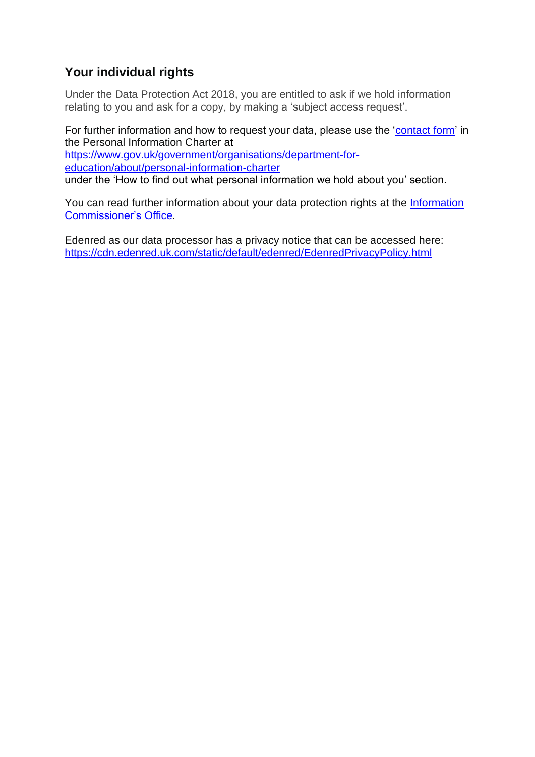## Your individual rights

Under the Data Protection Act 2018, you are entitled to ask if we hold information relating to you and ask for a copy, by making a 'subject access request'.

For further information and how to request your data, please use the 'contact form' in the Personal Information Charter at https://www.gov.uk/government/organisations/department-for-education/about/personal-information-charter under the 'How to find out what personal information we hold about you' section.

You can read further information about your data protection rights at the Information Commissioner's Office.

Edenred as our data processor has a privacy notice that can be accessed here: https://cdn.edenred.uk.com/static/default/edenred/EdenredPrivacyPolicy.html